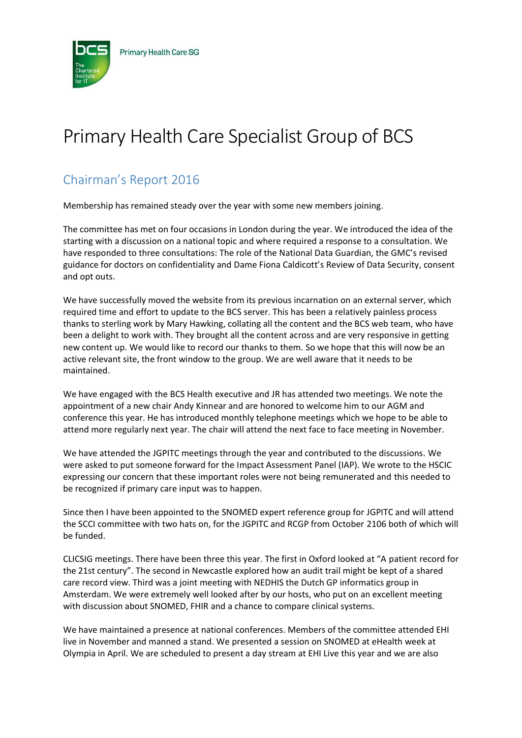Primary Health Care SG

# Primary Health Care Specialist Group of BCS

## Chairman's Report 2016

Membership has remained steady over the year with some new members joining.

The committee has met on four occasions in London during the year. We introduced the idea of the starting with a discussion on a national topic and where required a response to a consultation. We have responded to three consultations: The role of the National Data Guardian, the GMC's revised guidance for doctors on confidentiality and Dame Fiona Caldicott's Review of Data Security, consent and opt outs.

We have successfully moved the website from its previous incarnation on an external server, which required time and effort to update to the BCS server. This has been a relatively painless process thanks to sterling work by Mary Hawking, collating all the content and the BCS web team, who have been a delight to work with. They brought all the content across and are very responsive in getting new content up. We would like to record our thanks to them. So we hope that this will now be an active relevant site, the front window to the group. We are well aware that it needs to be maintained.

We have engaged with the BCS Health executive and JR has attended two meetings. We note the appointment of a new chair Andy Kinnear and are honored to welcome him to our AGM and conference this year. He has introduced monthly telephone meetings which we hope to be able to attend more regularly next year. The chair will attend the next face to face meeting in November.

We have attended the JGPITC meetings through the year and contributed to the discussions. We were asked to put someone forward for the Impact Assessment Panel (IAP). We wrote to the HSCIC expressing our concern that these important roles were not being remunerated and this needed to be recognized if primary care input was to happen.

Since then I have been appointed to the SNOMED expert reference group for JGPITC and will attend the SCCI committee with two hats on, for the JGPITC and RCGP from October 2106 both of which will be funded.

CLICSIG meetings. There have been three this year. The first in Oxford looked at "A patient record for the 21st century". The second in Newcastle explored how an audit trail might be kept of a shared care record view. Third was a joint meeting with NEDHIS the Dutch GP informatics group in Amsterdam. We were extremely well looked after by our hosts, who put on an excellent meeting with discussion about SNOMED, FHIR and a chance to compare clinical systems.

We have maintained a presence at national conferences. Members of the committee attended EHI live in November and manned a stand. We presented a session on SNOMED at eHealth week at Olympia in April. We are scheduled to present a day stream at EHI Live this year and we are also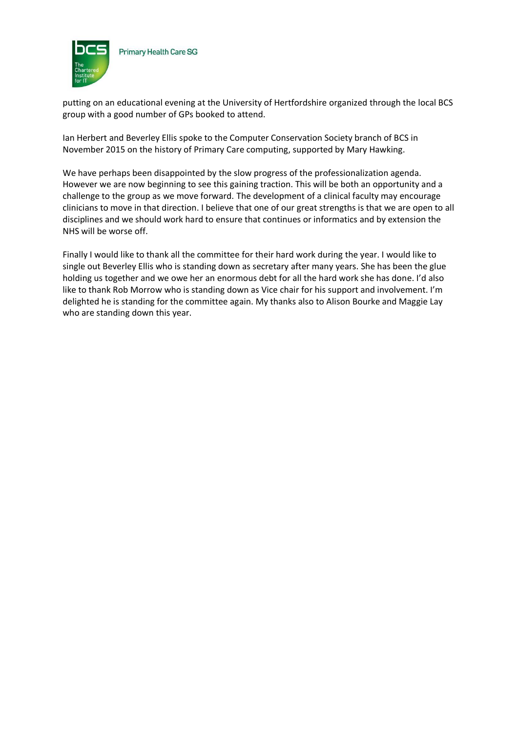putting on an educational evening at the University of Hertfordshire organized through the local BCS group with a good number of GPs booked to attend.

Ian Herbert and Beverley Ellis spoke to the Computer Conservation Society branch of BCS in November 2015 on the history of Primary Care computing, supported by Mary Hawking.

We have perhaps been disappointed by the slow progress of the professionalization agenda. However we are now beginning to see this gaining traction. This will be both an opportunity and a challenge to the group as we move forward. The development of a clinical faculty may encourage clinicians to move in that direction. I believe that one of our great strengths is that we are open to all disciplines and we should work hard to ensure that continues or informatics and by extension the NHS will be worse off.

Finally I would like to thank all the committee for their hard work during the year. I would like to single out Beverley Ellis who is standing down as secretary after many years. She has been the glue holding us together and we owe her an enormous debt for all the hard work she has done. I'd also like to thank Rob Morrow who is standing down as Vice chair for his support and involvement. I'm delighted he is standing for the committee again. My thanks also to Alison Bourke and Maggie Lay who are standing down this year.